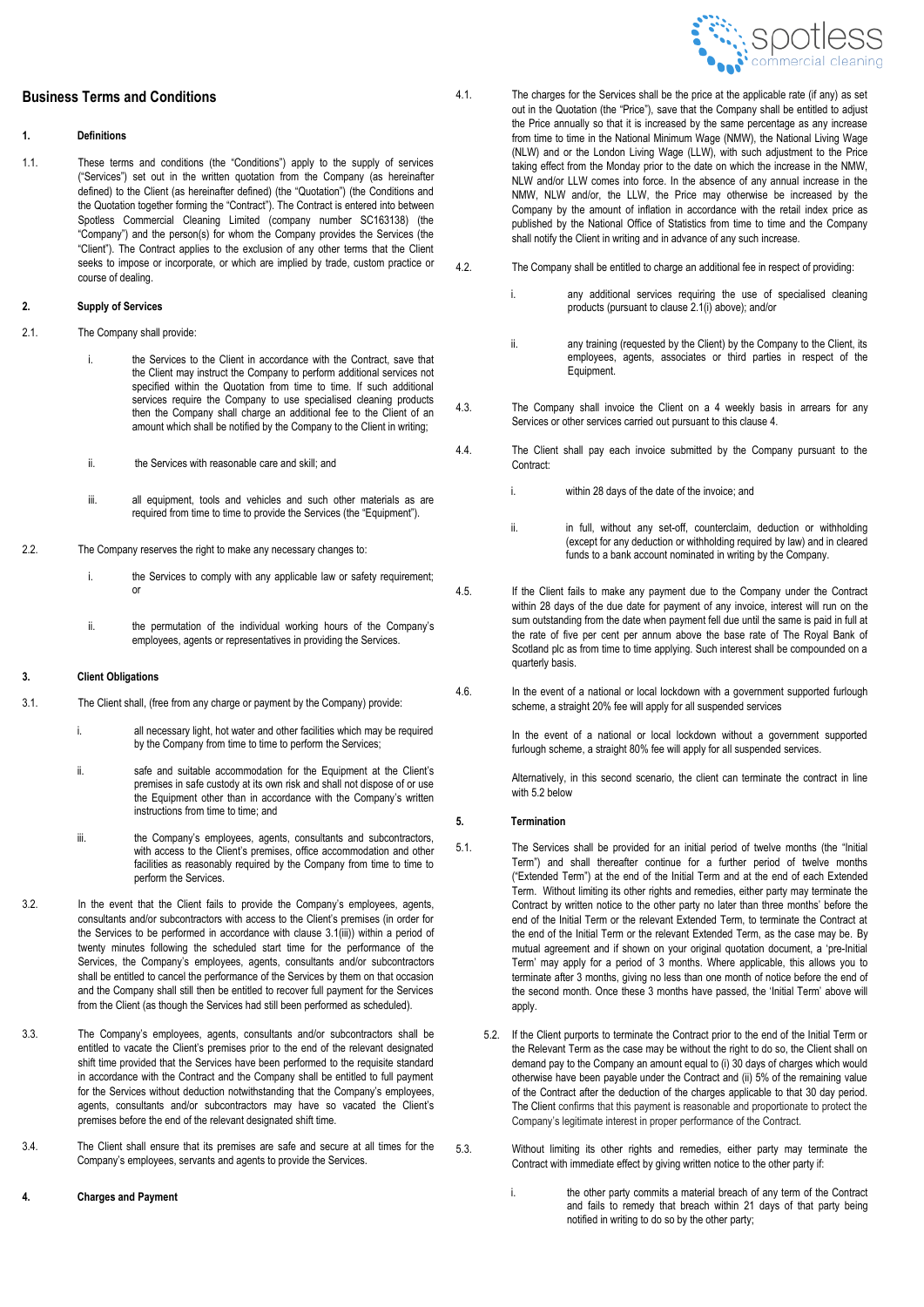# Business Terms and Conditions

## 1. Definitions

1.1. These terms and conditions (the "Conditions") apply to the supply of services ("Services") set out in the written quotation from the Company (as hereinafter defined) to the Client (as hereinafter defined) (the "Quotation") (the Conditions and the Quotation together forming the "Contract"). The Contract is entered into between Spotless Commercial Cleaning Limited (company number SC163138) (the "Company") and the person(s) for whom the Company provides the Services (the "Client"). The Contract applies to the exclusion of any other terms that the Client seeks to impose or incorporate, or which are implied by trade, custom practice or course of dealing.

## 2. Supply of Services

2.1. The Company shall provide:

i. the Services to the Client in accordance with the Contract, save that the Client may instruct the Company to perform additional services not specified within the Quotation from time to time. If such additional services require the Company to use specialised cleaning products then the Company shall charge an additional fee to the Client of an amount which shall be notified by the Company to the Client in writing;

ii. the Services with reasonable care and skill; and

iii. all equipment, tools and vehicles and such other materials as are required from time to time to provide the Services (the "Equipment").

2.2. The Company reserves the right to make any necessary changes to:

i. the Services to comply with any applicable law or safety requirement; or

ii. the permutation of the individual working hours of the Company's employees, agents or representatives in providing the Services.

## 3. Client Obligations

3.1. The Client shall, (free from any charge or payment by the Company) provide:

i. all necessary light, hot water and other facilities which may be required by the Company from time to time to perform the Services;

ii. safe and suitable accommodation for the Equipment at the Client's premises in safe custody at its own risk and shall not dispose of or use the Equipment other than in accordance with the Company's written instructions from time to time; and

iii. the Company's employees, agents, consultants and subcontractors, with access to the Client's premises, office accommodation and other facilities as reasonably required by the Company from time to time to perform the Services.

3.2. In the event that the Client fails to provide the Company's employees, agents, consultants and/or subcontractors with access to the Client's premises (in order for the Services to be performed in accordance with clause 3.1(iii)) within a period of twenty minutes following the scheduled start time for the performance of the Services, the Company's employees, agents, consultants and/or subcontractors shall be entitled to cancel the performance of the Services by them on that occasion and the Company shall still then be entitled to recover full payment for the Services from the Client (as though the Services had still been performed as scheduled).

3.3. The Company's employees, agents, consultants and/or subcontractors shall be entitled to vacate the Client's premises prior to the end of the relevant designated shift time provided that the Services have been performed to the requisite standard in accordance with the Contract and the Company shall be entitled to full payment for the Services without deduction notwithstanding that the Company's employees, agents, consultants and/or subcontractors may have so vacated the Client's premises before the end of the relevant designated shift time.

3.4. The Client shall ensure that its premises are safe and secure at all times for the Company's employees, servants and agents to provide the Services.

## 4. Charges and Payment

4.1. The charges for the Services shall be the price at the applicable rate (if any) as set out in the Quotation (the "Price"), save that the Company shall be entitled to adjust the Price annually so that it is increased by the same percentage as any increase from time to time in the National Minimum Wage (NMW), the National Living Wage (NLW) and or the London Living Wage (LLW), with such adjustment to the Price taking effect from the Monday prior to the date on which the increase in the NMW, NLW and/or LLW comes into force. In the absence of any annual increase in the NMW, NLW and/or, the LLW, the Price may otherwise be increased by the Company by the amount of inflation in accordance with the retail index price as published by the National Office of Statistics from time to time and the Company shall notify the Client in writing and in advance of any such increase.

4.2. The Company shall be entitled to charge an additional fee in respect of providing:

i. any additional services requiring the use of specialised cleaning products (pursuant to clause 2.1(i) above); and/or

ii. any training (requested by the Client) by the Company to the Client, its employees, agents, associates or third parties in respect of the Equipment.

4.3. The Company shall invoice the Client on a 4 weekly basis in arrears for any Services or other services carried out pursuant to this clause 4.

4.4. The Client shall pay each invoice submitted by the Company pursuant to the Contract:

i. within 28 days of the date of the invoice; and

ii. in full, without any set-off, counterclaim, deduction or withholding (except for any deduction or withholding required by law) and in cleared funds to a bank account nominated in writing by the Company.

4.5. If the Client fails to make any payment due to the Company under the Contract within 28 days of the due date for payment of any invoice, interest will run on the sum outstanding from the date when payment fell due until the same is paid in full at the rate of five per cent per annum above the base rate of The Royal Bank of Scotland plc as from time to time applying. Such interest shall be compounded on a quarterly basis.

4.6. In the event of a national or local lockdown with a government supported furlough scheme, a straight 20% fee will apply for all suspended services

In the event of a national or local lockdown without a government supported furlough scheme, a straight 80% fee will apply for all suspended services.

Alternatively, in this second scenario, the client can terminate the contract in line with 5.2 below

## 5. Termination

5.1. The Services shall be provided for an initial period of twelve months (the "Initial Term") and shall thereafter continue for a further period of twelve months ("Extended Term") at the end of the Initial Term and at the end of each Extended Term. Without limiting its other rights and remedies, either party may terminate the Contract by written notice to the other party no later than three months' before the end of the Initial Term or the relevant Extended Term, to terminate the Contract at the end of the Initial Term or the relevant Extended Term, as the case may be. By mutual agreement and if shown on your original quotation document, a 'pre-Initial Term' may apply for a period of 3 months. Where applicable, this allows you to terminate after 3 months, giving no less than one month of notice before the end of the second month. Once these 3 months have passed, the 'Initial Term' above will apply.

5.2. If the Client purports to terminate the Contract prior to the end of the Initial Term or the Relevant Term as the case may be without the right to do so, the Client shall on demand pay to the Company an amount equal to (i) 30 days of charges which would otherwise have been payable under the Contract and (ii) 5% of the remaining value of the Contract after the deduction of the charges applicable to that 30 day period. The Client confirms that this payment is reasonable and proportionate to protect the Company's legitimate interest in proper performance of the Contract.

5.3. Without limiting its other rights and remedies, either party may terminate the Contract with immediate effect by giving written notice to the other party if:

i. the other party commits a material breach of any term of the Contract and fails to remedy that breach within 21 days of that party being notified in writing to do so by the other party;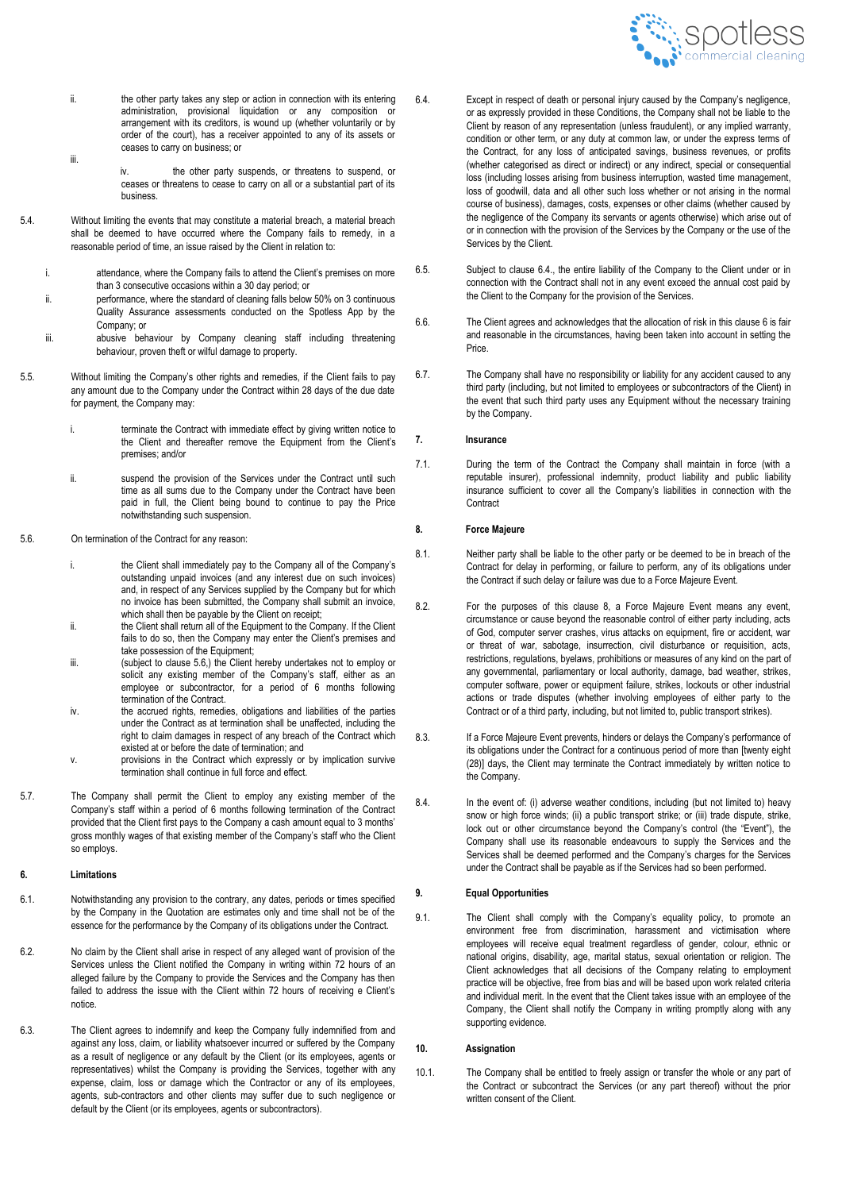ii. the other party takes any step or action in connection with its entering administration, provisional liquidation or any composition or arrangement with its creditors, is wound up (whether voluntarily or by order of the court), has a receiver appointed to any of its assets or ceases to carry on business; or

iii.

iv. the other party suspends, or threatens to suspend, or ceases or threatens to cease to carry on all or a substantial part of its business.

5.4. Without limiting the events that may constitute a material breach, a material breach shall be deemed to have occurred where the Company fails to remedy, in a reasonable period of time, an issue raised by the Client in relation to:

i. attendance, where the Company fails to attend the Client's premises on more than 3 consecutive occasions within a 30 day period; or

ii. performance, where the standard of cleaning falls below 50% on 3 continuous Quality Assurance assessments conducted on the Spotless App by the Company; or

iii. abusive behaviour by Company cleaning staff including threatening behaviour, proven theft or wilful damage to property.

5.5. Without limiting the Company's other rights and remedies, if the Client fails to pay any amount due to the Company under the Contract within 28 days of the due date for payment, the Company may:

i. terminate the Contract with immediate effect by giving written notice to the Client and thereafter remove the Equipment from the Client's premises; and/or

ii. suspend the provision of the Services under the Contract until such time as all sums due to the Company under the Contract have been paid in full, the Client being bound to continue to pay the Price notwithstanding such suspension.

5.6. On termination of the Contract for any reason:

i. the Client shall immediately pay to the Company all of the Company's outstanding unpaid invoices (and any interest due on such invoices) and, in respect of any Services supplied by the Company but for which no invoice has been submitted, the Company shall submit an invoice, which shall then be payable by the Client on receipt;

ii. the Client shall return all of the Equipment to the Company. If the Client fails to do so, then the Company may enter the Client's premises and take possession of the Equipment;

iii. (subject to clause 5.6,) the Client hereby undertakes not to employ or solicit any existing member of the Company's staff, either as an employee or subcontractor, for a period of 6 months following termination of the Contract.

iv. the accrued rights, remedies, obligations and liabilities of the parties under the Contract as at termination shall be unaffected, including the right to claim damages in respect of any breach of the Contract which existed at or before the date of termination; and

v. provisions in the Contract which expressly or by implication survive termination shall continue in full force and effect.

5.7. The Company shall permit the Client to employ any existing member of the Company's staff within a period of 6 months following termination of the Contract provided that the Client first pays to the Company a cash amount equal to 3 months' gross monthly wages of that existing member of the Company's staff who the Client so employs.

## 6. Limitations

6.1. Notwithstanding any provision to the contrary, any dates, periods or times specified by the Company in the Quotation are estimates only and time shall not be of the essence for the performance by the Company of its obligations under the Contract.

6.2. No claim by the Client shall arise in respect of any alleged want of provision of the Services unless the Client notified the Company in writing within 72 hours of an alleged failure by the Company to provide the Services and the Company has then failed to address the issue with the Client within 72 hours of receiving e Client's notice.

6.3. The Client agrees to indemnify and keep the Company fully indemnified from and against any loss, claim, or liability whatsoever incurred or suffered by the Company as a result of negligence or any default by the Client (or its employees, agents or representatives) whilst the Company is providing the Services, together with any expense, claim, loss or damage which the Contractor or any of its employees, agents, sub-contractors and other clients may suffer due to such negligence or default by the Client (or its employees, agents or subcontractors).

6.4. Except in respect of death or personal injury caused by the Company's negligence, or as expressly provided in these Conditions, the Company shall not be liable to the Client by reason of any representation (unless fraudulent), or any implied warranty, condition or other term, or any duty at common law, or under the express terms of the Contract, for any loss of anticipated savings, business revenues, or profits (whether categorised as direct or indirect) or any indirect, special or consequential loss (including losses arising from business interruption, wasted time management, loss of goodwill, data and all other such loss whether or not arising in the normal course of business), damages, costs, expenses or other claims (whether caused by the negligence of the Company its servants or agents otherwise) which arise out of or in connection with the provision of the Services by the Company or the use of the Services by the Client.

6.5. Subject to clause 6.4., the entire liability of the Company to the Client under or in connection with the Contract shall not in any event exceed the annual cost paid by the Client to the Company for the provision of the Services.

6.6. The Client agrees and acknowledges that the allocation of risk in this clause 6 is fair and reasonable in the circumstances, having been taken into account in setting the Price.

6.7. The Company shall have no responsibility or liability for any accident caused to any third party (including, but not limited to employees or subcontractors of the Client) in the event that such third party uses any Equipment without the necessary training by the Company.

## 7. Insurance

7.1. During the term of the Contract the Company shall maintain in force (with a reputable insurer), professional indemnity, product liability and public liability insurance sufficient to cover all the Company's liabilities in connection with the Contract

## 8. Force Majeure

8.1. Neither party shall be liable to the other party or be deemed to be in breach of the Contract for delay in performing, or failure to perform, any of its obligations under the Contract if such delay or failure was due to a Force Majeure Event.

8.2. For the purposes of this clause 8, a Force Majeure Event means any event, circumstance or cause beyond the reasonable control of either party including, acts of God, computer server crashes, virus attacks on equipment, fire or accident, war or threat of war, sabotage, insurrection, civil disturbance or requisition, acts, restrictions, regulations, byelaws, prohibitions or measures of any kind on the part of any governmental, parliamentary or local authority, damage, bad weather, strikes, computer software, power or equipment failure, strikes, lockouts or other industrial actions or trade disputes (whether involving employees of either party to the Contract or of a third party, including, but not limited to, public transport strikes).

8.3. If a Force Majeure Event prevents, hinders or delays the Company's performance of its obligations under the Contract for a continuous period of more than [twenty eight (28)] days, the Client may terminate the Contract immediately by written notice to the Company.

8.4. In the event of: (i) adverse weather conditions, including (but not limited to) heavy snow or high force winds; (ii) a public transport strike; or (iii) trade dispute, strike, lock out or other circumstance beyond the Company's control (the "Event"), the Company shall use its reasonable endeavours to supply the Services and the Services shall be deemed performed and the Company's charges for the Services under the Contract shall be payable as if the Services had so been performed.

## 9. Equal Opportunities

9.1. The Client shall comply with the Company's equality policy, to promote an environment free from discrimination, harassment and victimisation where employees will receive equal treatment regardless of gender, colour, ethnic or national origins, disability, age, marital status, sexual orientation or religion. The Client acknowledges that all decisions of the Company relating to employment practice will be objective, free from bias and will be based upon work related criteria and individual merit. In the event that the Client takes issue with an employee of the Company, the Client shall notify the Company in writing promptly along with any supporting evidence.

## 10. Assignation

10.1. The Company shall be entitled to freely assign or transfer the whole or any part of the Contract or subcontract the Services (or any part thereof) without the prior written consent of the Client.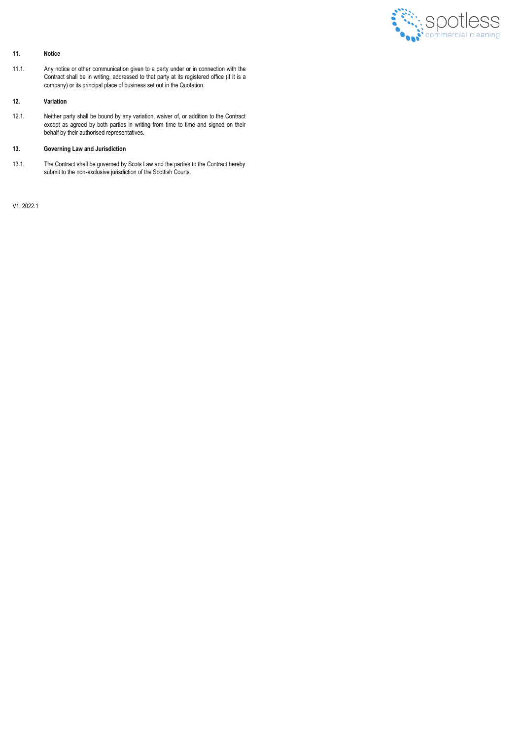## 11. Notice

11.1. Any notice or other communication given to a party under or in connection with the Contract shall be in writing, addressed to that party at its registered office (if it is a company) or its principal place of business set out in the Quotation.

## 12. Variation

12.1. Neither party shall be bound by any variation, waiver of, or addition to the Contract except as agreed by both parties in writing from time to time and signed on their behalf by their authorised representatives.

## 13. Governing Law and Jurisdiction

13.1. The Contract shall be governed by Scots Law and the parties to the Contract hereby submit to the non-exclusive jurisdiction of the Scottish Courts.

V1, 2022.1